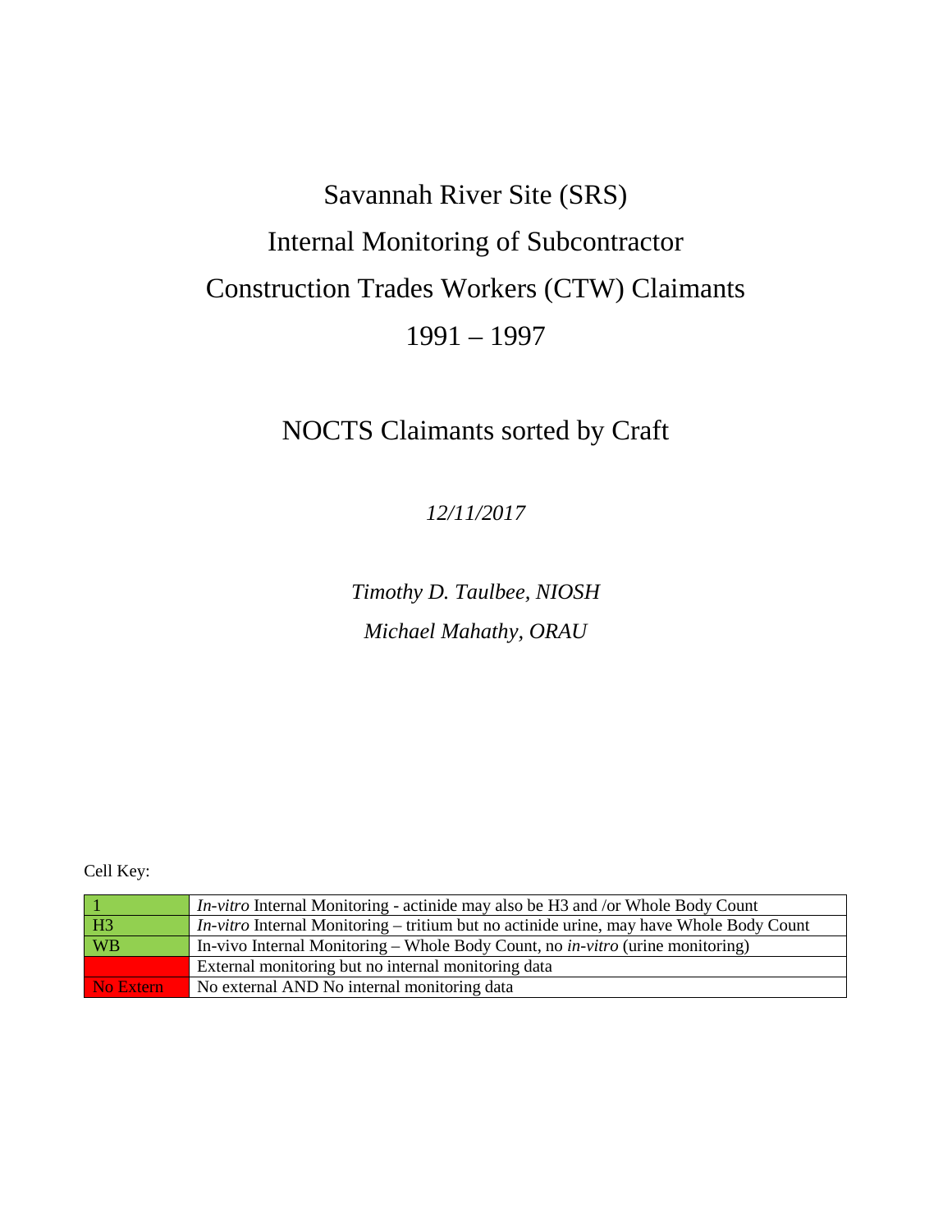# Savannah River Site (SRS)

# Internal Monitoring of Subcontractor

# Construction Trades Workers (CTW) Claimants

# 1991 – 1997

## NOCTS Claimants sorted by Craft

*12/11/2017*

*Timothy D. Taulbee, NIOSH*

*Michael Mahathy, ORAU*

Cell Key:

| | |
|---|---|
| 1 | *In-vitro* Internal Monitoring - actinide may also be H3 and /or Whole Body Count |
| H3 | *In-vitro* Internal Monitoring – tritium but no actinide urine, may have Whole Body Count |
| WB | In-vivo Internal Monitoring – Whole Body Count, no *in-vitro* (urine monitoring) |
| | External monitoring but no internal monitoring data |
| No Extern | No external AND No internal monitoring data |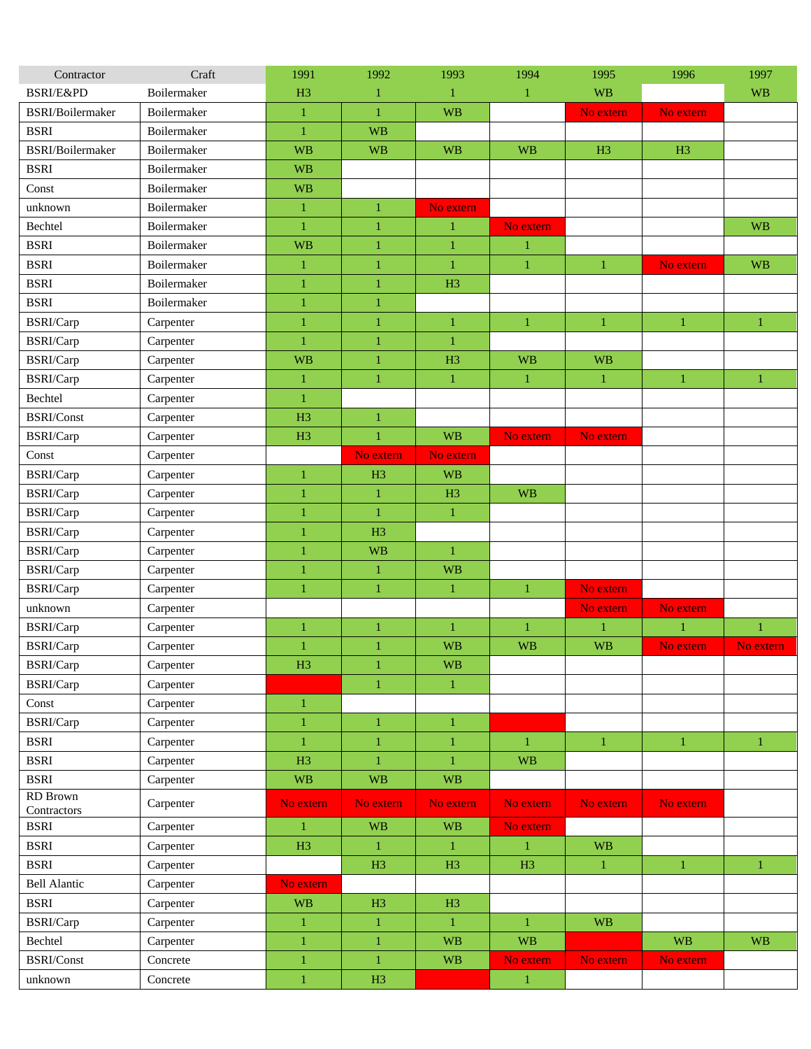| Contractor | Craft | 1991 | 1992 | 1993 | 1994 | 1995 | 1996 | 1997 |
|---|---|---|---|---|---|---|---|---|
| BSRI/E&PD | Boilermaker | H3 | 1 | 1 | 1 | WB | | WB |
| BSRI/Boilermaker | Boilermaker | 1 | 1 | WB | | No extern | No extern | |
| BSRI | Boilermaker | 1 | WB | | | | | |
| BSRI/Boilermaker | Boilermaker | WB | WB | WB | WB | H3 | H3 | |
| BSRI | Boilermaker | WB | | | | | | |
| Const | Boilermaker | WB | | | | | | |
| unknown | Boilermaker | 1 | 1 | No extern | | | | |
| Bechtel | Boilermaker | 1 | 1 | 1 | No extern | | | WB |
| BSRI | Boilermaker | WB | 1 | 1 | 1 | | | |
| BSRI | Boilermaker | 1 | 1 | 1 | 1 | 1 | No extern | WB |
| BSRI | Boilermaker | 1 | 1 | H3 | | | | |
| BSRI | Boilermaker | 1 | 1 | | | | | |
| BSRI/Carp | Carpenter | 1 | 1 | 1 | 1 | 1 | 1 | 1 |
| BSRI/Carp | Carpenter | 1 | 1 | 1 | | | | |
| BSRI/Carp | Carpenter | WB | 1 | H3 | WB | WB | | |
| BSRI/Carp | Carpenter | 1 | 1 | 1 | 1 | 1 | 1 | 1 |
| Bechtel | Carpenter | 1 | | | | | | |
| BSRI/Const | Carpenter | H3 | 1 | | | | | |
| BSRI/Carp | Carpenter | H3 | 1 | WB | No extern | No extern | | |
| Const | Carpenter | | No extern | No extern | | | | |
| BSRI/Carp | Carpenter | 1 | H3 | WB | | | | |
| BSRI/Carp | Carpenter | 1 | 1 | H3 | WB | | | |
| BSRI/Carp | Carpenter | 1 | 1 | 1 | | | | |
| BSRI/Carp | Carpenter | 1 | H3 | | | | | |
| BSRI/Carp | Carpenter | 1 | WB | 1 | | | | |
| BSRI/Carp | Carpenter | 1 | 1 | WB | | | | |
| BSRI/Carp | Carpenter | 1 | 1 | 1 | 1 | No extern | | |
| unknown | Carpenter | | | | | No extern | No extern | |
| BSRI/Carp | Carpenter | 1 | 1 | 1 | 1 | 1 | 1 | 1 |
| BSRI/Carp | Carpenter | 1 | 1 | WB | WB | WB | No extern | No extern |
| BSRI/Carp | Carpenter | H3 | 1 | WB | | | | |
| BSRI/Carp | Carpenter | | 1 | 1 | | | | |
| Const | Carpenter | 1 | | | | | | |
| BSRI/Carp | Carpenter | 1 | 1 | 1 | | | | |
| BSRI | Carpenter | 1 | 1 | 1 | 1 | 1 | 1 | 1 |
| BSRI | Carpenter | H3 | 1 | 1 | WB | | | |
| BSRI | Carpenter | WB | WB | WB | | | | |
| RD Brown Contractors | Carpenter | No extern | No extern | No extern | No extern | No extern | No extern | |
| BSRI | Carpenter | 1 | WB | WB | No extern | | | |
| BSRI | Carpenter | H3 | 1 | 1 | 1 | WB | | |
| BSRI | Carpenter | | H3 | H3 | H3 | 1 | 1 | 1 |
| Bell Alantic | Carpenter | No extern | | | | | | |
| BSRI | Carpenter | WB | H3 | H3 | | | | |
| BSRI/Carp | Carpenter | 1 | 1 | 1 | 1 | WB | | |
| Bechtel | Carpenter | 1 | 1 | WB | WB | | WB | WB |
| BSRI/Const | Concrete | 1 | 1 | WB | No extern | No extern | No extern | |
| unknown | Concrete | 1 | H3 | | 1 | | | |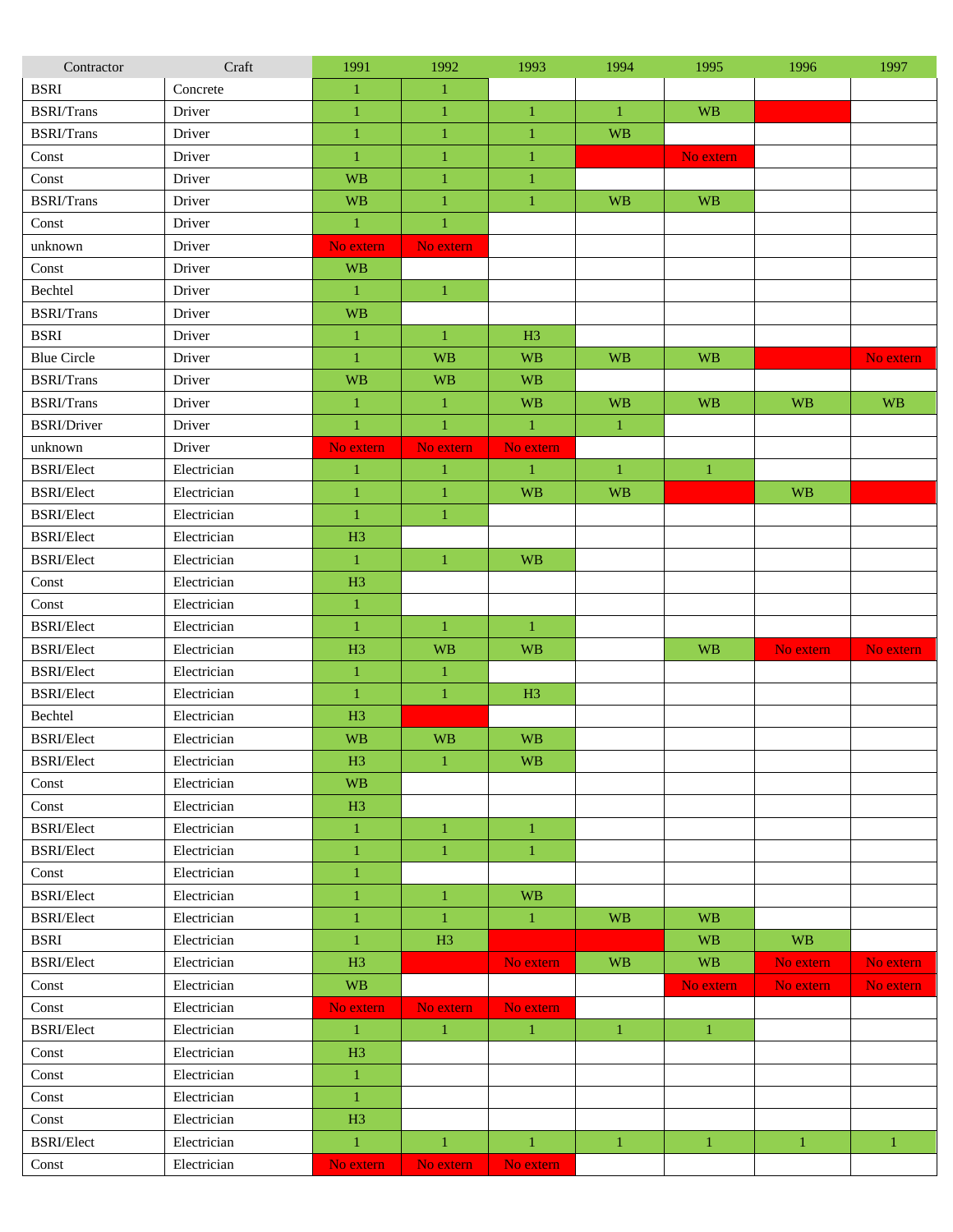| Contractor | Craft | 1991 | 1992 | 1993 | 1994 | 1995 | 1996 | 1997 |
|---|---|---|---|---|---|---|---|---|
| BSRI | Concrete | 1 | 1 | | | | | |
| BSRI/Trans | Driver | 1 | 1 | 1 | 1 | WB | | |
| BSRI/Trans | Driver | 1 | 1 | 1 | WB | | | |
| Const | Driver | 1 | 1 | 1 | | No extern | | |
| Const | Driver | WB | 1 | 1 | | | | |
| BSRI/Trans | Driver | WB | 1 | 1 | WB | WB | | |
| Const | Driver | 1 | 1 | | | | | |
| unknown | Driver | No extern | No extern | | | | | |
| Const | Driver | WB | | | | | | |
| Bechtel | Driver | 1 | 1 | | | | | |
| BSRI/Trans | Driver | WB | | | | | | |
| BSRI | Driver | 1 | 1 | H3 | | | | |
| Blue Circle | Driver | 1 | WB | WB | WB | WB | | No extern |
| BSRI/Trans | Driver | WB | WB | WB | | | | |
| BSRI/Trans | Driver | 1 | 1 | WB | WB | WB | WB | WB |
| BSRI/Driver | Driver | 1 | 1 | 1 | 1 | | | |
| unknown | Driver | No extern | No extern | No extern | | | | |
| BSRI/Elect | Electrician | 1 | 1 | 1 | 1 | 1 | | |
| BSRI/Elect | Electrician | 1 | 1 | WB | WB | | WB | |
| BSRI/Elect | Electrician | 1 | 1 | | | | | |
| BSRI/Elect | Electrician | H3 | | | | | | |
| BSRI/Elect | Electrician | 1 | 1 | WB | | | | |
| Const | Electrician | H3 | | | | | | |
| Const | Electrician | 1 | | | | | | |
| BSRI/Elect | Electrician | 1 | 1 | 1 | | | | |
| BSRI/Elect | Electrician | H3 | WB | WB | | WB | No extern | No extern |
| BSRI/Elect | Electrician | 1 | 1 | | | | | |
| BSRI/Elect | Electrician | 1 | 1 | H3 | | | | |
| Bechtel | Electrician | H3 | | | | | | |
| BSRI/Elect | Electrician | WB | WB | WB | | | | |
| BSRI/Elect | Electrician | H3 | 1 | WB | | | | |
| Const | Electrician | WB | | | | | | |
| Const | Electrician | H3 | | | | | | |
| BSRI/Elect | Electrician | 1 | 1 | 1 | | | | |
| BSRI/Elect | Electrician | 1 | 1 | 1 | | | | |
| Const | Electrician | 1 | | | | | | |
| BSRI/Elect | Electrician | 1 | 1 | WB | | | | |
| BSRI/Elect | Electrician | 1 | 1 | 1 | WB | WB | | |
| BSRI | Electrician | 1 | H3 | | | WB | WB | |
| BSRI/Elect | Electrician | H3 | | No extern | WB | WB | No extern | No extern |
| Const | Electrician | WB | | | | No extern | No extern | No extern |
| Const | Electrician | No extern | No extern | No extern | | | | |
| BSRI/Elect | Electrician | 1 | 1 | 1 | 1 | 1 | | |
| Const | Electrician | H3 | | | | | | |
| Const | Electrician | 1 | | | | | | |
| Const | Electrician | 1 | | | | | | |
| Const | Electrician | H3 | | | | | | |
| BSRI/Elect | Electrician | 1 | 1 | 1 | 1 | 1 | 1 | 1 |
| Const | Electrician | No extern | No extern | No extern | | | | |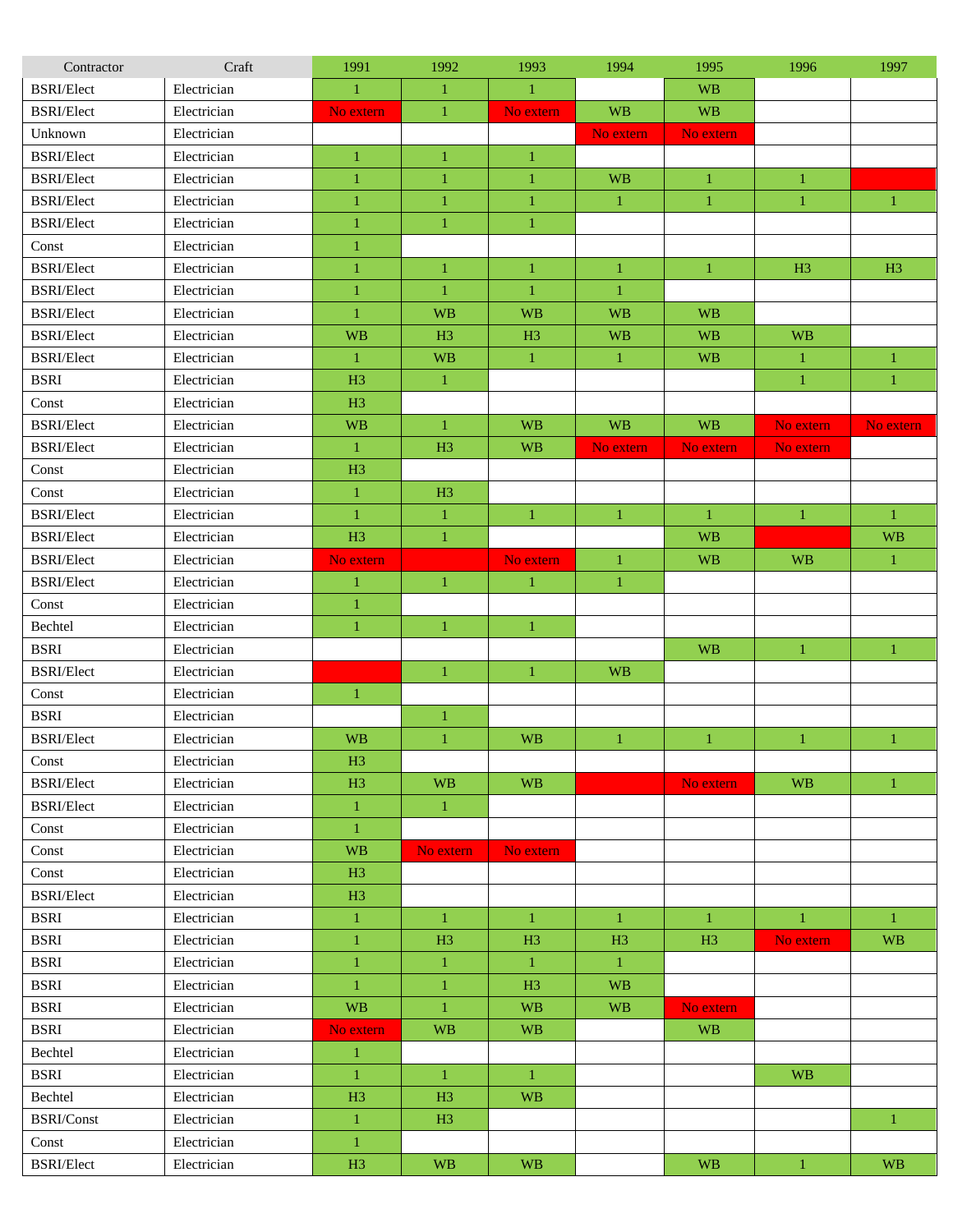| Contractor | Craft | 1991 | 1992 | 1993 | 1994 | 1995 | 1996 | 1997 |
|---|---|---|---|---|---|---|---|---|
| BSRI/Elect | Electrician | 1 | 1 | 1 |  | WB |  |  |
| BSRI/Elect | Electrician | No extern | 1 | No extern | WB | WB |  |  |
| Unknown | Electrician |  |  |  | No extern | No extern |  |  |
| BSRI/Elect | Electrician | 1 | 1 | 1 |  |  |  |  |
| BSRI/Elect | Electrician | 1 | 1 | 1 | WB | 1 | 1 |  |
| BSRI/Elect | Electrician | 1 | 1 | 1 | 1 | 1 | 1 | 1 |
| BSRI/Elect | Electrician | 1 | 1 | 1 |  |  |  |  |
| Const | Electrician | 1 |  |  |  |  |  |  |
| BSRI/Elect | Electrician | 1 | 1 | 1 | 1 | 1 | H3 | H3 |
| BSRI/Elect | Electrician | 1 | 1 | 1 | 1 |  |  |  |
| BSRI/Elect | Electrician | 1 | WB | WB | WB | WB |  |  |
| BSRI/Elect | Electrician | WB | H3 | H3 | WB | WB | WB |  |
| BSRI/Elect | Electrician | 1 | WB | 1 | 1 | WB | 1 | 1 |
| BSRI | Electrician | H3 | 1 |  |  |  | 1 | 1 |
| Const | Electrician | H3 |  |  |  |  |  |  |
| BSRI/Elect | Electrician | WB | 1 | WB | WB | WB | No extern | No extern |
| BSRI/Elect | Electrician | 1 | H3 | WB | No extern | No extern | No extern |  |
| Const | Electrician | H3 |  |  |  |  |  |  |
| Const | Electrician | 1 | H3 |  |  |  |  |  |
| BSRI/Elect | Electrician | 1 | 1 | 1 | 1 | 1 | 1 | 1 |
| BSRI/Elect | Electrician | H3 | 1 |  |  | WB |  | WB |
| BSRI/Elect | Electrician | No extern |  | No extern | 1 | WB | WB | 1 |
| BSRI/Elect | Electrician | 1 | 1 | 1 | 1 |  |  |  |
| Const | Electrician | 1 |  |  |  |  |  |  |
| Bechtel | Electrician | 1 | 1 | 1 |  |  |  |  |
| BSRI | Electrician |  |  |  |  | WB | 1 | 1 |
| BSRI/Elect | Electrician |  | 1 | 1 | WB |  |  |  |
| Const | Electrician | 1 |  |  |  |  |  |  |
| BSRI | Electrician |  | 1 |  |  |  |  |  |
| BSRI/Elect | Electrician | WB | 1 | WB | 1 | 1 | 1 | 1 |
| Const | Electrician | H3 |  |  |  |  |  |  |
| BSRI/Elect | Electrician | H3 | WB | WB |  | No extern | WB | 1 |
| BSRI/Elect | Electrician | 1 | 1 |  |  |  |  |  |
| Const | Electrician | 1 |  |  |  |  |  |  |
| Const | Electrician | WB | No extern | No extern |  |  |  |  |
| Const | Electrician | H3 |  |  |  |  |  |  |
| BSRI/Elect | Electrician | H3 |  |  |  |  |  |  |
| BSRI | Electrician | 1 | 1 | 1 | 1 | 1 | 1 | 1 |
| BSRI | Electrician | 1 | H3 | H3 | H3 | H3 | No extern | WB |
| BSRI | Electrician | 1 | 1 | 1 | 1 |  |  |  |
| BSRI | Electrician | 1 | 1 | H3 | WB |  |  |  |
| BSRI | Electrician | WB | 1 | WB | WB | No extern |  |  |
| BSRI | Electrician | No extern | WB | WB |  | WB |  |  |
| Bechtel | Electrician | 1 |  |  |  |  |  |  |
| BSRI | Electrician | 1 | 1 | 1 |  |  | WB |  |
| Bechtel | Electrician | H3 | H3 | WB |  |  |  |  |
| BSRI/Const | Electrician | 1 | H3 |  |  |  |  | 1 |
| Const | Electrician | 1 |  |  |  |  |  |  |
| BSRI/Elect | Electrician | H3 | WB | WB |  | WB | 1 | WB |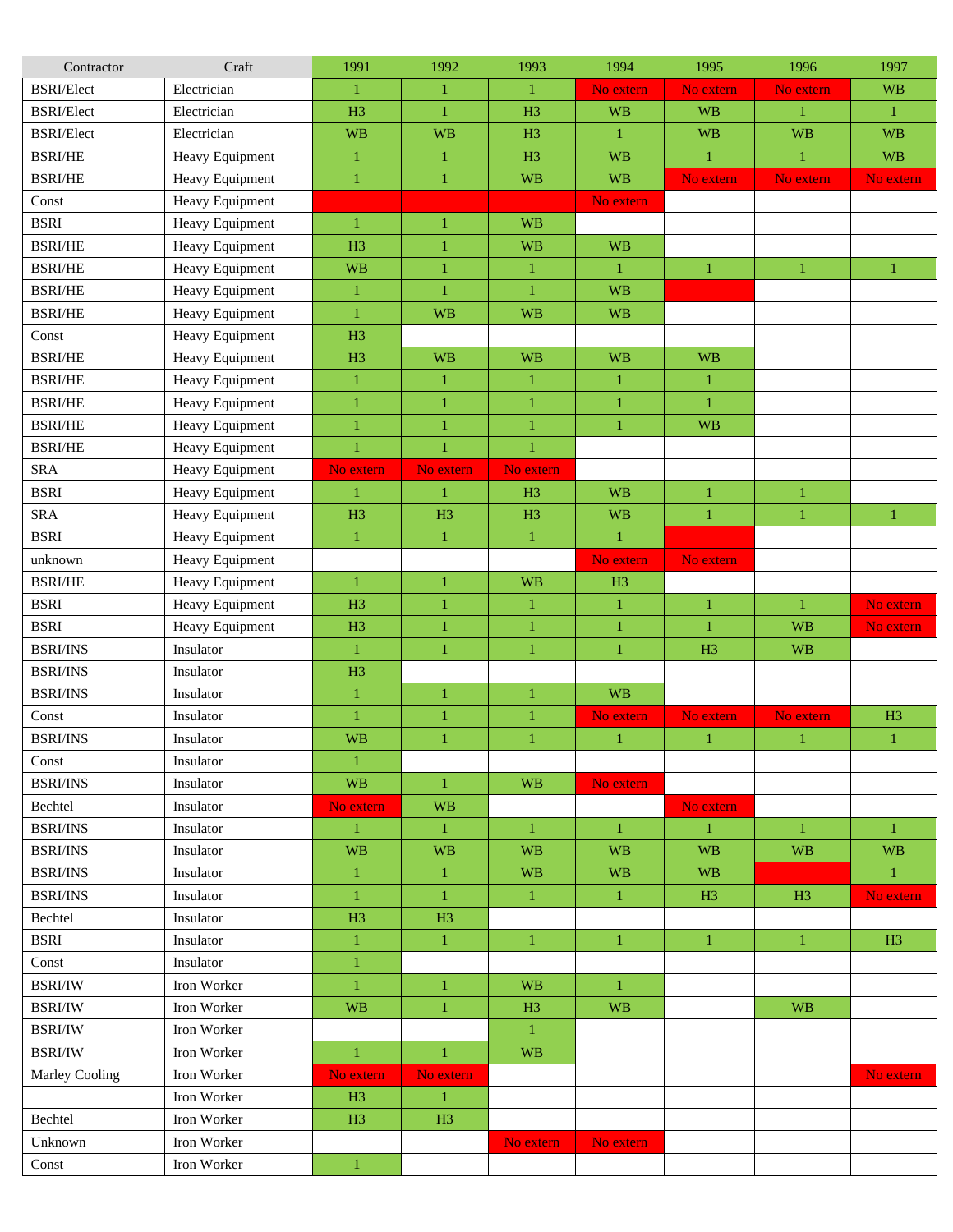| Contractor | Craft | 1991 | 1992 | 1993 | 1994 | 1995 | 1996 | 1997 |
|---|---|---|---|---|---|---|---|---|
| BSRI/Elect | Electrician | 1 | 1 | 1 | No extern | No extern | No extern | WB |
| BSRI/Elect | Electrician | H3 | 1 | H3 | WB | WB | 1 | 1 |
| BSRI/Elect | Electrician | WB | WB | H3 | 1 | WB | WB | WB |
| BSRI/HE | Heavy Equipment | 1 | 1 | H3 | WB | 1 | 1 | WB |
| BSRI/HE | Heavy Equipment | 1 | 1 | WB | WB | No extern | No extern | No extern |
| Const | Heavy Equipment | | | | No extern | | | |
| BSRI | Heavy Equipment | 1 | 1 | WB | | | | |
| BSRI/HE | Heavy Equipment | H3 | 1 | WB | WB | | | |
| BSRI/HE | Heavy Equipment | WB | 1 | 1 | 1 | 1 | 1 | 1 |
| BSRI/HE | Heavy Equipment | 1 | 1 | 1 | WB | | | |
| BSRI/HE | Heavy Equipment | 1 | WB | WB | WB | | | |
| Const | Heavy Equipment | H3 | | | | | | |
| BSRI/HE | Heavy Equipment | H3 | WB | WB | WB | WB | | |
| BSRI/HE | Heavy Equipment | 1 | 1 | 1 | 1 | 1 | | |
| BSRI/HE | Heavy Equipment | 1 | 1 | 1 | 1 | 1 | | |
| BSRI/HE | Heavy Equipment | 1 | 1 | 1 | 1 | WB | | |
| BSRI/HE | Heavy Equipment | 1 | 1 | 1 | | | | |
| SRA | Heavy Equipment | No extern | No extern | No extern | | | | |
| BSRI | Heavy Equipment | 1 | 1 | H3 | WB | 1 | 1 | |
| SRA | Heavy Equipment | H3 | H3 | H3 | WB | 1 | 1 | 1 |
| BSRI | Heavy Equipment | 1 | 1 | 1 | 1 | | | |
| unknown | Heavy Equipment | | | | No extern | No extern | | |
| BSRI/HE | Heavy Equipment | 1 | 1 | WB | H3 | | | |
| BSRI | Heavy Equipment | H3 | 1 | 1 | 1 | 1 | 1 | No extern |
| BSRI | Heavy Equipment | H3 | 1 | 1 | 1 | 1 | WB | No extern |
| BSRI/INS | Insulator | 1 | 1 | 1 | 1 | H3 | WB | |
| BSRI/INS | Insulator | H3 | | | | | | |
| BSRI/INS | Insulator | 1 | 1 | 1 | WB | | | |
| Const | Insulator | 1 | 1 | 1 | No extern | No extern | No extern | H3 |
| BSRI/INS | Insulator | WB | 1 | 1 | 1 | 1 | 1 | 1 |
| Const | Insulator | 1 | | | | | | |
| BSRI/INS | Insulator | WB | 1 | WB | No extern | | | |
| Bechtel | Insulator | No extern | WB | | | No extern | | |
| BSRI/INS | Insulator | 1 | 1 | 1 | 1 | 1 | 1 | 1 |
| BSRI/INS | Insulator | WB | WB | WB | WB | WB | WB | WB |
| BSRI/INS | Insulator | 1 | 1 | WB | WB | WB | | 1 |
| BSRI/INS | Insulator | 1 | 1 | 1 | 1 | H3 | H3 | No extern |
| Bechtel | Insulator | H3 | H3 | | | | | |
| BSRI | Insulator | 1 | 1 | 1 | 1 | 1 | 1 | H3 |
| Const | Insulator | 1 | | | | | | |
| BSRI/IW | Iron Worker | 1 | 1 | WB | 1 | | | |
| BSRI/IW | Iron Worker | WB | 1 | H3 | WB | | WB | |
| BSRI/IW | Iron Worker | | | 1 | | | | |
| BSRI/IW | Iron Worker | 1 | 1 | WB | | | | |
| Marley Cooling | Iron Worker | No extern | No extern | | | | | No extern |
| | Iron Worker | H3 | 1 | | | | | |
| Bechtel | Iron Worker | H3 | H3 | | | | | |
| Unknown | Iron Worker | | | No extern | No extern | | | |
| Const | Iron Worker | 1 | | | | | | |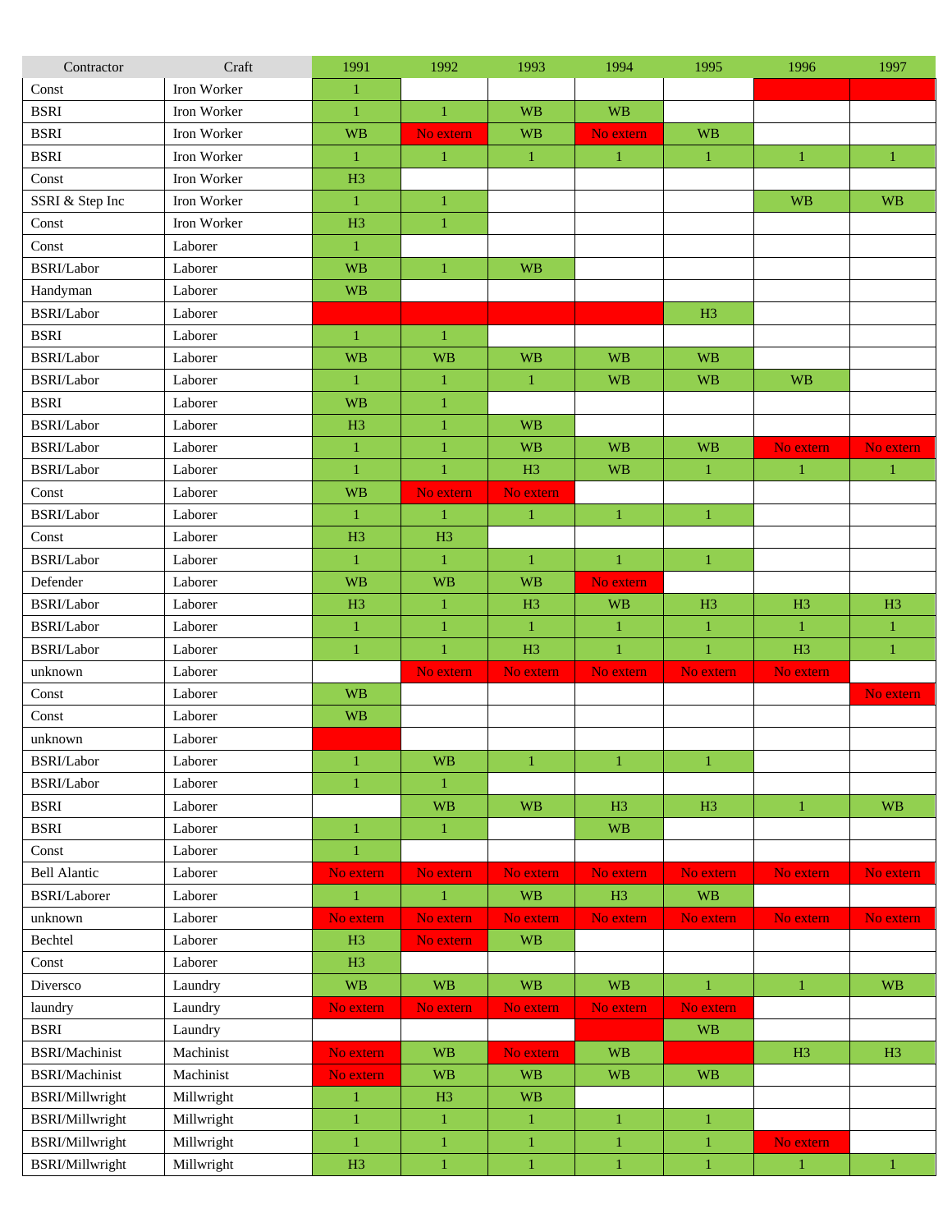| Contractor | Craft | 1991 | 1992 | 1993 | 1994 | 1995 | 1996 | 1997 |
|---|---|---|---|---|---|---|---|---|
| Const | Iron Worker | 1 | | | | | | |
| BSRI | Iron Worker | 1 | 1 | WB | WB | | | |
| BSRI | Iron Worker | WB | No extern | WB | No extern | WB | | |
| BSRI | Iron Worker | 1 | 1 | 1 | 1 | 1 | 1 | 1 |
| Const | Iron Worker | H3 | | | | | | |
| SSRI & Step Inc | Iron Worker | 1 | 1 | | | | WB | WB |
| Const | Iron Worker | H3 | 1 | | | | | |
| Const | Laborer | 1 | | | | | | |
| BSRI/Labor | Laborer | WB | 1 | WB | | | | |
| Handyman | Laborer | WB | | | | | | |
| BSRI/Labor | Laborer | | | | | H3 | | |
| BSRI | Laborer | 1 | 1 | | | | | |
| BSRI/Labor | Laborer | WB | WB | WB | WB | WB | | |
| BSRI/Labor | Laborer | 1 | 1 | 1 | WB | WB | WB | |
| BSRI | Laborer | WB | 1 | | | | | |
| BSRI/Labor | Laborer | H3 | 1 | WB | | | | |
| BSRI/Labor | Laborer | 1 | 1 | WB | WB | WB | No extern | No extern |
| BSRI/Labor | Laborer | 1 | 1 | H3 | WB | 1 | 1 | 1 |
| Const | Laborer | WB | No extern | No extern | | | | |
| BSRI/Labor | Laborer | 1 | 1 | 1 | 1 | 1 | | |
| Const | Laborer | H3 | H3 | | | | | |
| BSRI/Labor | Laborer | 1 | 1 | 1 | 1 | 1 | | |
| Defender | Laborer | WB | WB | WB | No extern | | | |
| BSRI/Labor | Laborer | H3 | 1 | H3 | WB | H3 | H3 | H3 |
| BSRI/Labor | Laborer | 1 | 1 | 1 | 1 | 1 | 1 | 1 |
| BSRI/Labor | Laborer | 1 | 1 | H3 | 1 | 1 | H3 | 1 |
| unknown | Laborer | | No extern | No extern | No extern | No extern | No extern | |
| Const | Laborer | WB | | | | | | No extern |
| Const | Laborer | WB | | | | | | |
| unknown | Laborer | | | | | | | |
| BSRI/Labor | Laborer | 1 | WB | 1 | 1 | 1 | | |
| BSRI/Labor | Laborer | 1 | 1 | | | | | |
| BSRI | Laborer | | WB | WB | H3 | H3 | 1 | WB |
| BSRI | Laborer | 1 | 1 | | WB | | | |
| Const | Laborer | 1 | | | | | | |
| Bell Alantic | Laborer | No extern | No extern | No extern | No extern | No extern | No extern | No extern |
| BSRI/Laborer | Laborer | 1 | 1 | WB | H3 | WB | | |
| unknown | Laborer | No extern | No extern | No extern | No extern | No extern | No extern | No extern |
| Bechtel | Laborer | H3 | No extern | WB | | | | |
| Const | Laborer | H3 | | | | | | |
| Diversco | Laundry | WB | WB | WB | WB | 1 | 1 | WB |
| laundry | Laundry | No extern | No extern | No extern | No extern | No extern | | |
| BSRI | Laundry | | | | | WB | | |
| BSRI/Machinist | Machinist | No extern | WB | No extern | WB | | H3 | H3 |
| BSRI/Machinist | Machinist | No extern | WB | WB | WB | WB | | |
| BSRI/Millwright | Millwright | 1 | H3 | WB | | | | |
| BSRI/Millwright | Millwright | 1 | 1 | 1 | 1 | 1 | | |
| BSRI/Millwright | Millwright | 1 | 1 | 1 | 1 | 1 | No extern | |
| BSRI/Millwright | Millwright | H3 | 1 | 1 | 1 | 1 | 1 | 1 |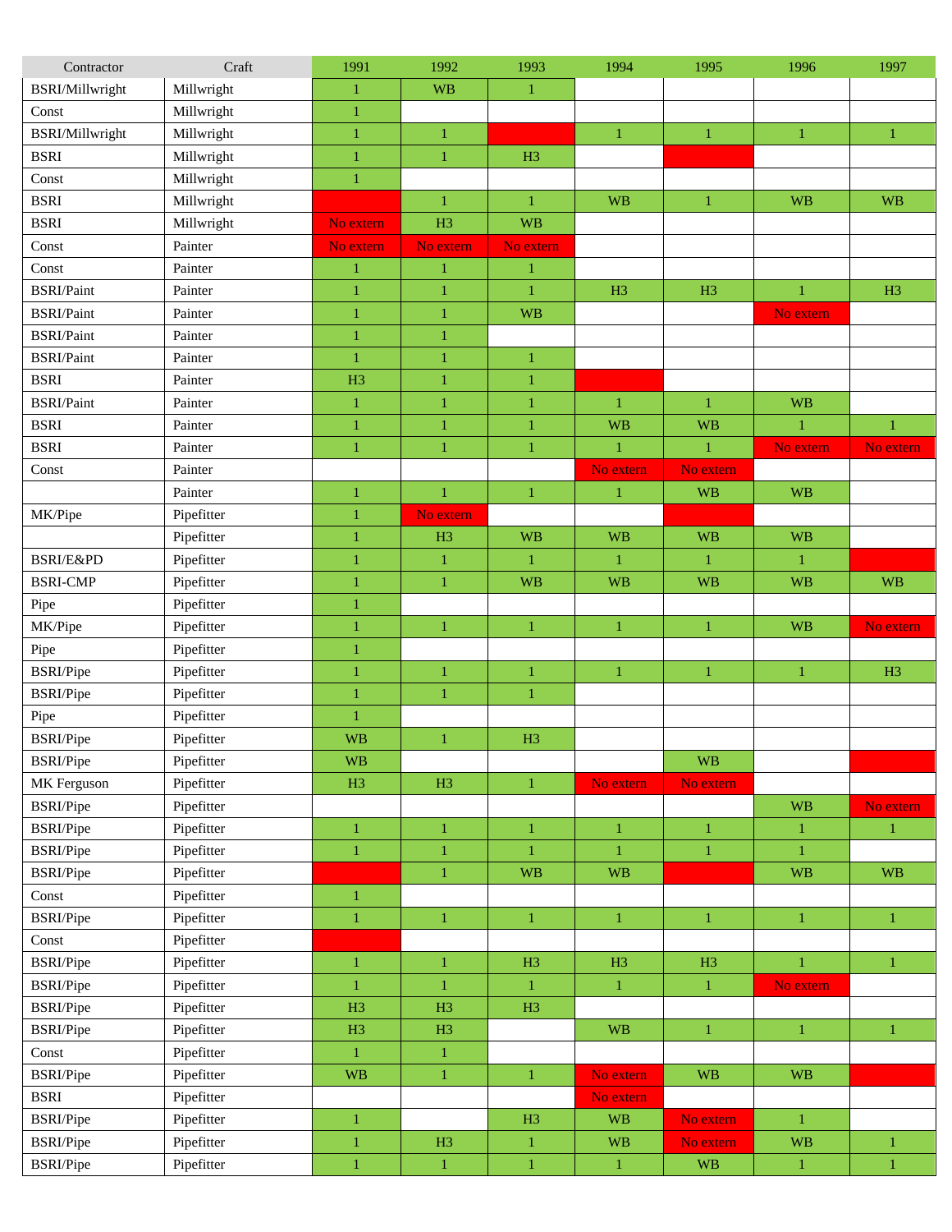| Contractor | Craft | 1991 | 1992 | 1993 | 1994 | 1995 | 1996 | 1997 |
|---|---|---|---|---|---|---|---|---|
| BSRI/Millwright | Millwright | 1 | WB | 1 | | | | |
| Const | Millwright | 1 | | | | | | |
| BSRI/Millwright | Millwright | 1 | 1 | | 1 | 1 | 1 | 1 |
| BSRI | Millwright | 1 | 1 | H3 | | | | |
| Const | Millwright | 1 | | | | | | |
| BSRI | Millwright | | 1 | 1 | WB | 1 | WB | WB |
| BSRI | Millwright | No extern | H3 | WB | | | | |
| Const | Painter | No extern | No extern | No extern | | | | |
| Const | Painter | 1 | 1 | 1 | | | | |
| BSRI/Paint | Painter | 1 | 1 | 1 | H3 | H3 | 1 | H3 |
| BSRI/Paint | Painter | 1 | 1 | WB | | | No extern | |
| BSRI/Paint | Painter | 1 | 1 | | | | | |
| BSRI/Paint | Painter | 1 | 1 | 1 | | | | |
| BSRI | Painter | H3 | 1 | 1 | | | | |
| BSRI/Paint | Painter | 1 | 1 | 1 | 1 | 1 | WB | |
| BSRI | Painter | 1 | 1 | 1 | WB | WB | 1 | 1 |
| BSRI | Painter | 1 | 1 | 1 | 1 | 1 | No extern | No extern |
| Const | Painter | | | | No extern | No extern | | |
| | Painter | 1 | 1 | 1 | 1 | WB | WB | |
| MK/Pipe | Pipefitter | 1 | No extern | | | | | |
| | Pipefitter | 1 | H3 | WB | WB | WB | WB | |
| BSRI/E&PD | Pipefitter | 1 | 1 | 1 | 1 | 1 | 1 | |
| BSRI-CMP | Pipefitter | 1 | 1 | WB | WB | WB | WB | WB |
| Pipe | Pipefitter | 1 | | | | | | |
| MK/Pipe | Pipefitter | 1 | 1 | 1 | 1 | 1 | WB | No extern |
| Pipe | Pipefitter | 1 | | | | | | |
| BSRI/Pipe | Pipefitter | 1 | 1 | 1 | 1 | 1 | 1 | H3 |
| BSRI/Pipe | Pipefitter | 1 | 1 | 1 | | | | |
| Pipe | Pipefitter | 1 | | | | | | |
| BSRI/Pipe | Pipefitter | WB | 1 | H3 | | | | |
| BSRI/Pipe | Pipefitter | WB | | | | WB | | |
| MK Ferguson | Pipefitter | H3 | H3 | 1 | No extern | No extern | | |
| BSRI/Pipe | Pipefitter | | | | | | WB | No extern |
| BSRI/Pipe | Pipefitter | 1 | 1 | 1 | 1 | 1 | 1 | 1 |
| BSRI/Pipe | Pipefitter | 1 | 1 | 1 | 1 | 1 | 1 | |
| BSRI/Pipe | Pipefitter | | 1 | WB | WB | | WB | WB |
| Const | Pipefitter | 1 | | | | | | |
| BSRI/Pipe | Pipefitter | 1 | 1 | 1 | 1 | 1 | 1 | 1 |
| Const | Pipefitter | | | | | | | |
| BSRI/Pipe | Pipefitter | 1 | 1 | H3 | H3 | H3 | 1 | 1 |
| BSRI/Pipe | Pipefitter | 1 | 1 | 1 | 1 | 1 | No extern | |
| BSRI/Pipe | Pipefitter | H3 | H3 | H3 | | | | |
| BSRI/Pipe | Pipefitter | H3 | H3 | | WB | 1 | 1 | 1 |
| Const | Pipefitter | 1 | 1 | | | | | |
| BSRI/Pipe | Pipefitter | WB | 1 | 1 | No extern | WB | WB | |
| BSRI | Pipefitter | | | | No extern | | | |
| BSRI/Pipe | Pipefitter | 1 | | H3 | WB | No extern | 1 | |
| BSRI/Pipe | Pipefitter | 1 | H3 | 1 | WB | No extern | WB | 1 |
| BSRI/Pipe | Pipefitter | 1 | 1 | 1 | 1 | WB | 1 | 1 |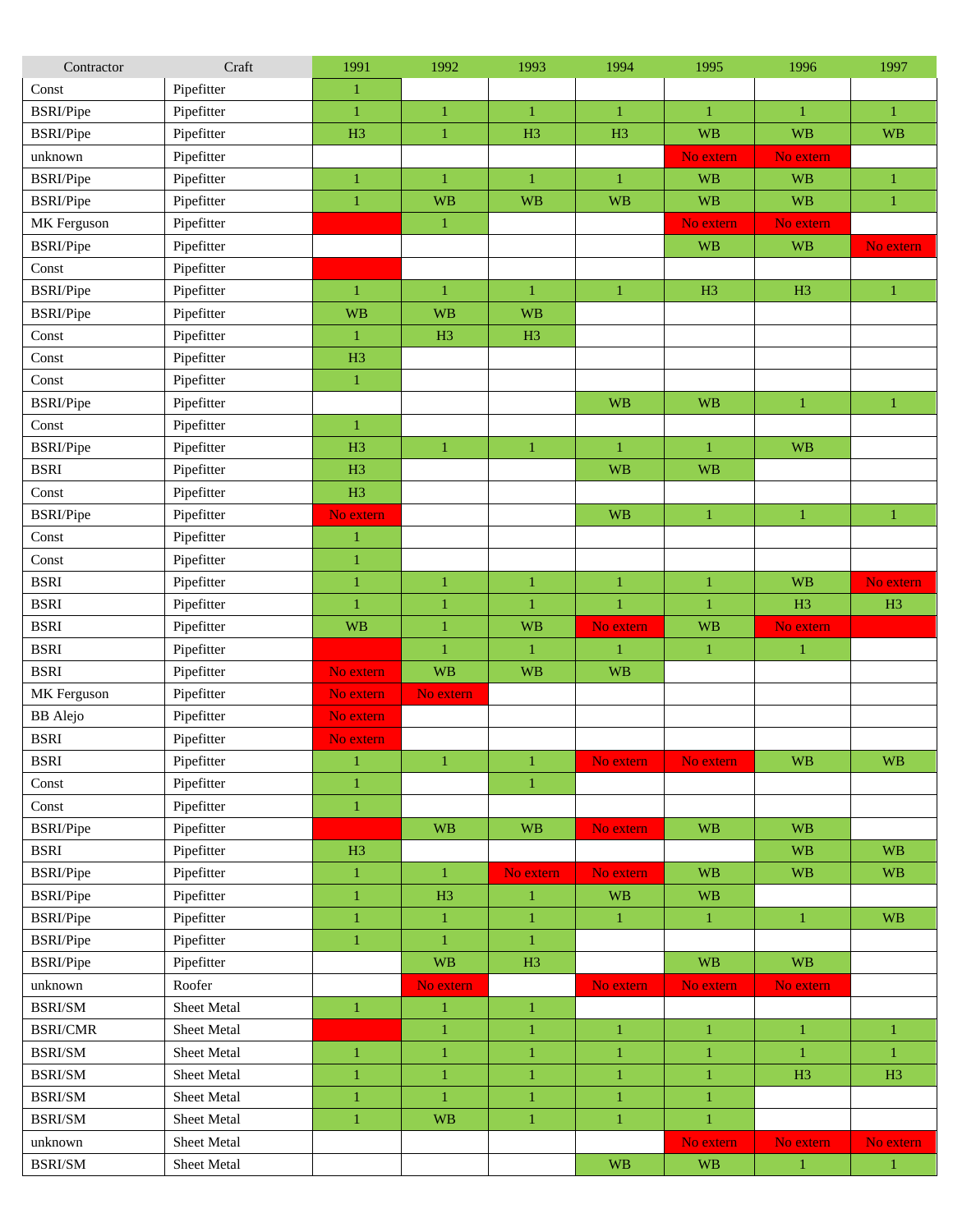| Contractor | Craft | 1991 | 1992 | 1993 | 1994 | 1995 | 1996 | 1997 |
|---|---|---|---|---|---|---|---|---|
| Const | Pipefitter | 1 | | | | | | |
| BSRI/Pipe | Pipefitter | 1 | 1 | 1 | 1 | 1 | 1 | 1 |
| BSRI/Pipe | Pipefitter | H3 | 1 | H3 | H3 | WB | WB | WB |
| unknown | Pipefitter | | | | | No extern | No extern | |
| BSRI/Pipe | Pipefitter | 1 | 1 | 1 | 1 | WB | WB | 1 |
| BSRI/Pipe | Pipefitter | 1 | WB | WB | WB | WB | WB | 1 |
| MK Ferguson | Pipefitter | | 1 | | | No extern | No extern | |
| BSRI/Pipe | Pipefitter | | | | | WB | WB | No extern |
| Const | Pipefitter | | | | | | | |
| BSRI/Pipe | Pipefitter | 1 | 1 | 1 | 1 | H3 | H3 | 1 |
| BSRI/Pipe | Pipefitter | WB | WB | WB | | | | |
| Const | Pipefitter | 1 | H3 | H3 | | | | |
| Const | Pipefitter | H3 | | | | | | |
| Const | Pipefitter | 1 | | | | | | |
| BSRI/Pipe | Pipefitter | | | | WB | WB | 1 | 1 |
| Const | Pipefitter | 1 | | | | | | |
| BSRI/Pipe | Pipefitter | H3 | 1 | 1 | 1 | 1 | WB | |
| BSRI | Pipefitter | H3 | | | WB | WB | | |
| Const | Pipefitter | H3 | | | | | | |
| BSRI/Pipe | Pipefitter | No extern | | | WB | 1 | 1 | 1 |
| Const | Pipefitter | 1 | | | | | | |
| Const | Pipefitter | 1 | | | | | | |
| BSRI | Pipefitter | 1 | 1 | 1 | 1 | 1 | WB | No extern |
| BSRI | Pipefitter | 1 | 1 | 1 | 1 | 1 | H3 | H3 |
| BSRI | Pipefitter | WB | 1 | WB | No extern | WB | No extern | |
| BSRI | Pipefitter | | 1 | 1 | 1 | 1 | 1 | |
| BSRI | Pipefitter | No extern | WB | WB | WB | | | |
| MK Ferguson | Pipefitter | No extern | No extern | | | | | |
| BB Alejo | Pipefitter | No extern | | | | | | |
| BSRI | Pipefitter | No extern | | | | | | |
| BSRI | Pipefitter | 1 | 1 | 1 | No extern | No extern | WB | WB |
| Const | Pipefitter | 1 | | 1 | | | | |
| Const | Pipefitter | 1 | | | | | | |
| BSRI/Pipe | Pipefitter | | WB | WB | No extern | WB | WB | |
| BSRI | Pipefitter | H3 | | | | | WB | WB |
| BSRI/Pipe | Pipefitter | 1 | 1 | No extern | No extern | WB | WB | WB |
| BSRI/Pipe | Pipefitter | 1 | H3 | 1 | WB | WB | | |
| BSRI/Pipe | Pipefitter | 1 | 1 | 1 | 1 | 1 | 1 | WB |
| BSRI/Pipe | Pipefitter | 1 | 1 | 1 | | | | |
| BSRI/Pipe | Pipefitter | | WB | H3 | | WB | WB | |
| unknown | Roofer | | No extern | | No extern | No extern | No extern | |
| BSRI/SM | Sheet Metal | 1 | 1 | 1 | | | | |
| BSRI/CMR | Sheet Metal | | 1 | 1 | 1 | 1 | 1 | 1 |
| BSRI/SM | Sheet Metal | 1 | 1 | 1 | 1 | 1 | 1 | 1 |
| BSRI/SM | Sheet Metal | 1 | 1 | 1 | 1 | 1 | H3 | H3 |
| BSRI/SM | Sheet Metal | 1 | 1 | 1 | 1 | 1 | | |
| BSRI/SM | Sheet Metal | 1 | WB | 1 | 1 | 1 | | |
| unknown | Sheet Metal | | | | | No extern | No extern | No extern |
| BSRI/SM | Sheet Metal | | | | WB | WB | 1 | 1 |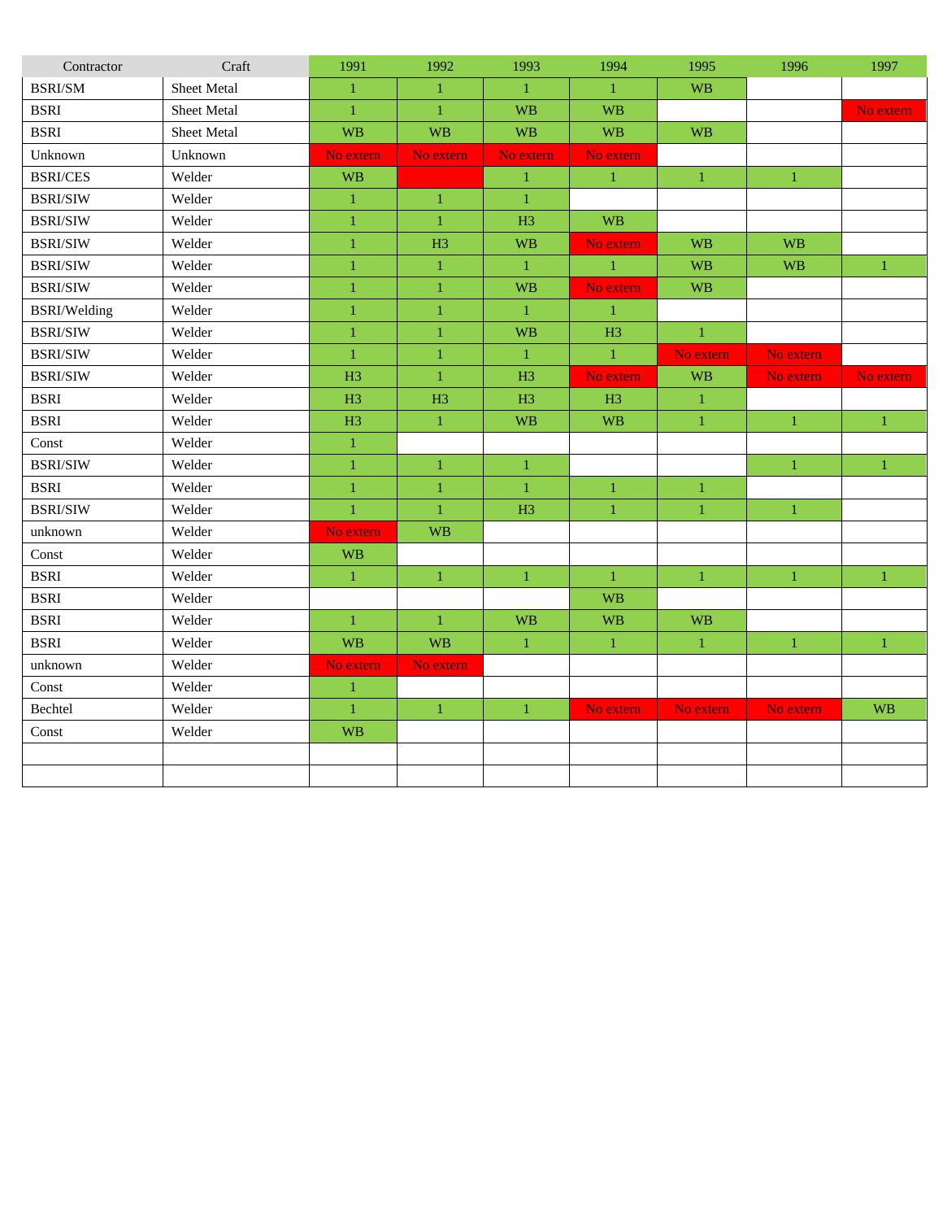| Contractor | Craft | 1991 | 1992 | 1993 | 1994 | 1995 | 1996 | 1997 |
|---|---|---|---|---|---|---|---|---|
| BSRI/SM | Sheet Metal | 1 | 1 | 1 | 1 | WB | | |
| BSRI | Sheet Metal | 1 | 1 | WB | WB | | | No extern |
| BSRI | Sheet Metal | WB | WB | WB | WB | WB | | |
| Unknown | Unknown | No extern | No extern | No extern | No extern | | | |
| BSRI/CES | Welder | WB | | 1 | 1 | 1 | 1 | |
| BSRI/SIW | Welder | 1 | 1 | 1 | | | | |
| BSRI/SIW | Welder | 1 | 1 | H3 | WB | | | |
| BSRI/SIW | Welder | 1 | H3 | WB | No extern | WB | WB | |
| BSRI/SIW | Welder | 1 | 1 | 1 | 1 | WB | WB | 1 |
| BSRI/SIW | Welder | 1 | 1 | WB | No extern | WB | | |
| BSRI/Welding | Welder | 1 | 1 | 1 | 1 | | | |
| BSRI/SIW | Welder | 1 | 1 | WB | H3 | 1 | | |
| BSRI/SIW | Welder | 1 | 1 | 1 | 1 | No extern | No extern | |
| BSRI/SIW | Welder | H3 | 1 | H3 | No extern | WB | No extern | No extern |
| BSRI | Welder | H3 | H3 | H3 | H3 | 1 | | |
| BSRI | Welder | H3 | 1 | WB | WB | 1 | 1 | 1 |
| Const | Welder | 1 | | | | | | |
| BSRI/SIW | Welder | 1 | 1 | 1 | | | 1 | 1 |
| BSRI | Welder | 1 | 1 | 1 | 1 | 1 | | |
| BSRI/SIW | Welder | 1 | 1 | H3 | 1 | 1 | 1 | |
| unknown | Welder | No extern | WB | | | | | |
| Const | Welder | WB | | | | | | |
| BSRI | Welder | 1 | 1 | 1 | 1 | 1 | 1 | 1 |
| BSRI | Welder | | | | WB | | | |
| BSRI | Welder | 1 | 1 | WB | WB | WB | | |
| BSRI | Welder | WB | WB | 1 | 1 | 1 | 1 | 1 |
| unknown | Welder | No extern | No extern | | | | | |
| Const | Welder | 1 | | | | | | |
| Bechtel | Welder | 1 | 1 | 1 | No extern | No extern | No extern | WB |
| Const | Welder | WB | | | | | | |
| | | | | | | | | |
| | | | | | | | | |